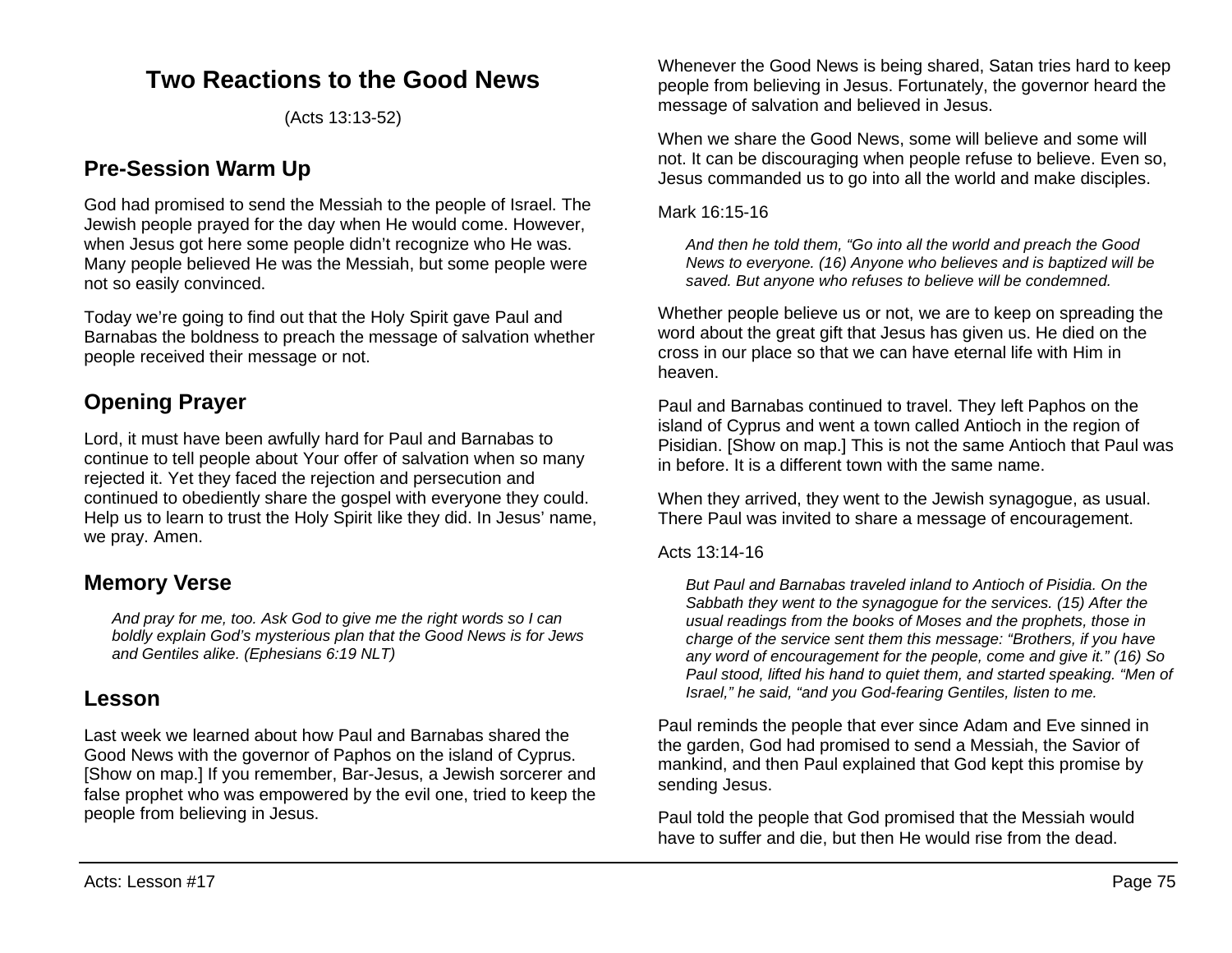# Two Reactions to the Good News

(Acts 13:13-52)

## Pre-Session Warm Up

God had promised to send the Messiah to the people of Israel. The Jewish people prayed for the day when He would come. However, when Jesus got here some people didn't recognize who He was. Many people believed He was the Messiah, but some people were not so easily convinced.

Today we're going to find out that the Holy Spirit gave Paul and Barnabas the boldness to preach the message of salvation whether people received their message or not.

## Opening Prayer

Lord, it must have been awfully hard for Paul and Barnabas to continue to tell people about Your offer of salvation when so many rejected it. Yet they faced the rejection and persecution and continued to obediently share the gospel with everyone they could. Help us to learn to trust the Holy Spirit like they did. In Jesus' name, we pray. Amen.

## Memory Verse

> *And pray for me, too. Ask God to give me the right words so I can boldly explain God's mysterious plan that the Good News is for Jews and Gentiles alike. (Ephesians 6:19 NLT)*

## Lesson

Last week we learned about how Paul and Barnabas shared the Good News with the governor of Paphos on the island of Cyprus. [Show on map.] If you remember, Bar-Jesus, a Jewish sorcerer and false prophet who was empowered by the evil one, tried to keep the people from believing in Jesus.

Whenever the Good News is being shared, Satan tries hard to keep people from believing in Jesus. Fortunately, the governor heard the message of salvation and believed in Jesus.

When we share the Good News, some will believe and some will not. It can be discouraging when people refuse to believe. Even so, Jesus commanded us to go into all the world and make disciples.

Mark 16:15-16

> *And then he told them, "Go into all the world and preach the Good News to everyone. (16) Anyone who believes and is baptized will be saved. But anyone who refuses to believe will be condemned.*

Whether people believe us or not, we are to keep on spreading the word about the great gift that Jesus has given us. He died on the cross in our place so that we can have eternal life with Him in heaven.

Paul and Barnabas continued to travel. They left Paphos on the island of Cyprus and went a town called Antioch in the region of Pisidian. [Show on map.] This is not the same Antioch that Paul was in before. It is a different town with the same name.

When they arrived, they went to the Jewish synagogue, as usual. There Paul was invited to share a message of encouragement.

Acts 13:14-16

> *But Paul and Barnabas traveled inland to Antioch of Pisidia. On the Sabbath they went to the synagogue for the services. (15) After the usual readings from the books of Moses and the prophets, those in charge of the service sent them this message: "Brothers, if you have any word of encouragement for the people, come and give it." (16) So Paul stood, lifted his hand to quiet them, and started speaking. "Men of Israel," he said, "and you God-fearing Gentiles, listen to me.*

Paul reminds the people that ever since Adam and Eve sinned in the garden, God had promised to send a Messiah, the Savior of mankind, and then Paul explained that God kept this promise by sending Jesus.

Paul told the people that God promised that the Messiah would have to suffer and die, but then He would rise from the dead.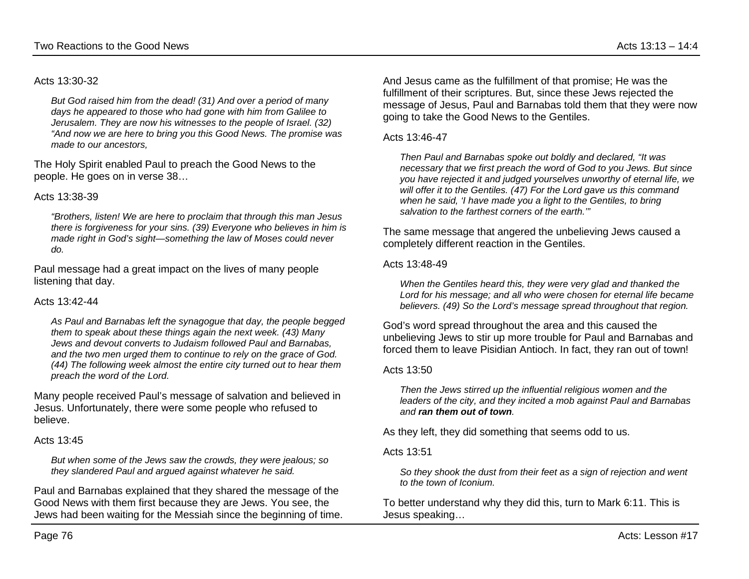Acts 13:30-32

> *But God raised him from the dead! (31) And over a period of many days he appeared to those who had gone with him from Galilee to Jerusalem. They are now his witnesses to the people of Israel. (32) "And now we are here to bring you this Good News. The promise was made to our ancestors,*

The Holy Spirit enabled Paul to preach the Good News to the people. He goes on in verse 38…

Acts 13:38-39

> *"Brothers, listen! We are here to proclaim that through this man Jesus there is forgiveness for your sins. (39) Everyone who believes in him is made right in God's sight—something the law of Moses could never do.*

Paul message had a great impact on the lives of many people listening that day.

Acts 13:42-44

> *As Paul and Barnabas left the synagogue that day, the people begged them to speak about these things again the next week. (43) Many Jews and devout converts to Judaism followed Paul and Barnabas, and the two men urged them to continue to rely on the grace of God. (44) The following week almost the entire city turned out to hear them preach the word of the Lord.*

Many people received Paul's message of salvation and believed in Jesus. Unfortunately, there were some people who refused to believe.

Acts 13:45

> *But when some of the Jews saw the crowds, they were jealous; so they slandered Paul and argued against whatever he said.*

Paul and Barnabas explained that they shared the message of the Good News with them first because they are Jews. You see, the Jews had been waiting for the Messiah since the beginning of time. And Jesus came as the fulfillment of that promise; He was the fulfillment of their scriptures. But, since these Jews rejected the message of Jesus, Paul and Barnabas told them that they were now going to take the Good News to the Gentiles.

Acts 13:46-47

> *Then Paul and Barnabas spoke out boldly and declared, "It was necessary that we first preach the word of God to you Jews. But since you have rejected it and judged yourselves unworthy of eternal life, we will offer it to the Gentiles. (47) For the Lord gave us this command when he said, 'I have made you a light to the Gentiles, to bring salvation to the farthest corners of the earth.'"*

The same message that angered the unbelieving Jews caused a completely different reaction in the Gentiles.

Acts 13:48-49

> *When the Gentiles heard this, they were very glad and thanked the Lord for his message; and all who were chosen for eternal life became believers. (49) So the Lord's message spread throughout that region.*

God's word spread throughout the area and this caused the unbelieving Jews to stir up more trouble for Paul and Barnabas and forced them to leave Pisidian Antioch. In fact, they ran out of town!

Acts 13:50

> *Then the Jews stirred up the influential religious women and the leaders of the city, and they incited a mob against Paul and Barnabas and* ***ran them out of town****.*

As they left, they did something that seems odd to us.

Acts 13:51

> *So they shook the dust from their feet as a sign of rejection and went to the town of Iconium.*

To better understand why they did this, turn to Mark 6:11. This is Jesus speaking…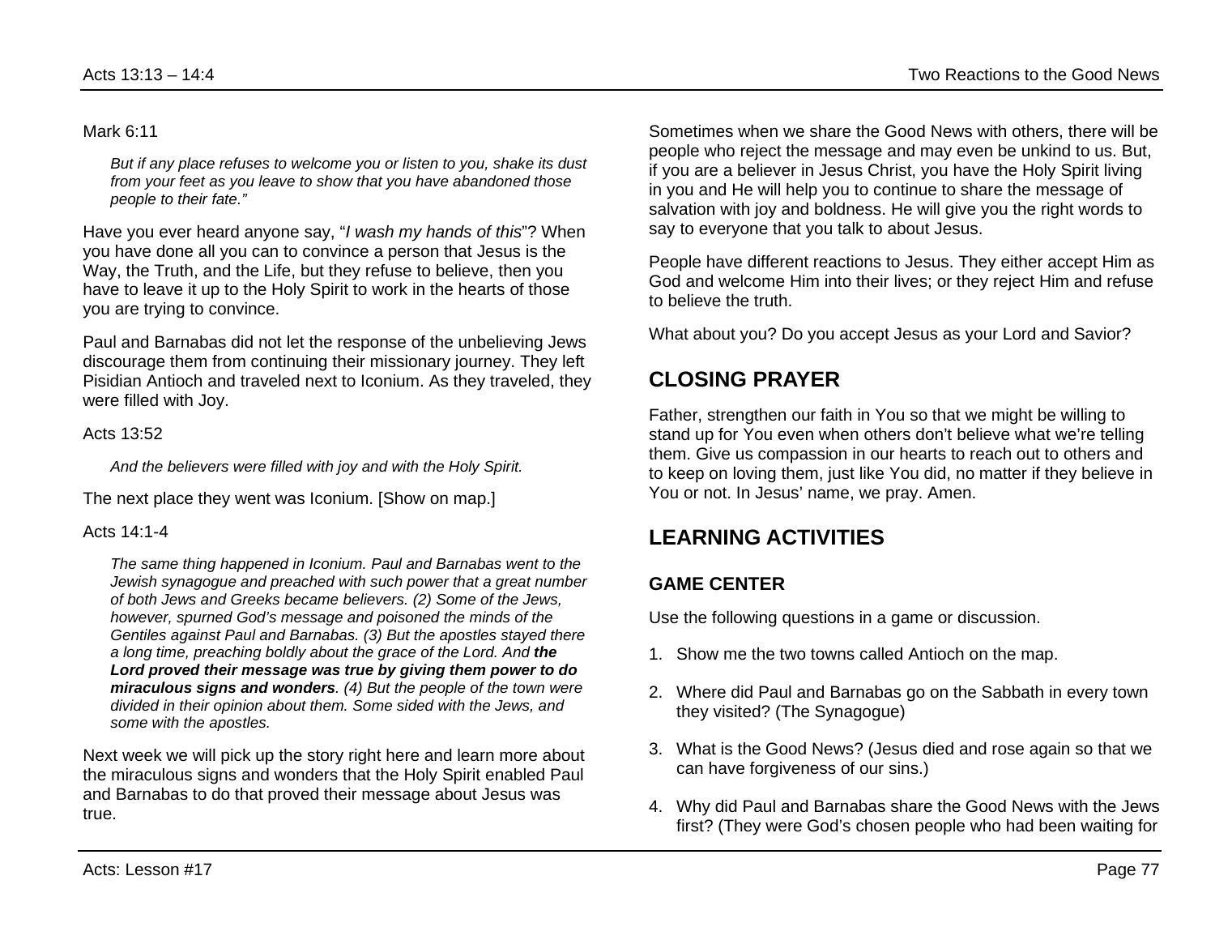Mark 6:11

> *But if any place refuses to welcome you or listen to you, shake its dust from your feet as you leave to show that you have abandoned those people to their fate."*

Have you ever heard anyone say, "*I wash my hands of this*"? When you have done all you can to convince a person that Jesus is the Way, the Truth, and the Life, but they refuse to believe, then you have to leave it up to the Holy Spirit to work in the hearts of those you are trying to convince.

Paul and Barnabas did not let the response of the unbelieving Jews discourage them from continuing their missionary journey. They left Pisidian Antioch and traveled next to Iconium. As they traveled, they were filled with Joy.

Acts 13:52

> *And the believers were filled with joy and with the Holy Spirit.*

The next place they went was Iconium. [Show on map.]

Acts 14:1-4

> *The same thing happened in Iconium. Paul and Barnabas went to the Jewish synagogue and preached with such power that a great number of both Jews and Greeks became believers. (2) Some of the Jews, however, spurned God's message and poisoned the minds of the Gentiles against Paul and Barnabas. (3) But the apostles stayed there a long time, preaching boldly about the grace of the Lord. And **the Lord proved their message was true by giving them power to do miraculous signs and wonders**. (4) But the people of the town were divided in their opinion about them. Some sided with the Jews, and some with the apostles.*

Next week we will pick up the story right here and learn more about the miraculous signs and wonders that the Holy Spirit enabled Paul and Barnabas to do that proved their message about Jesus was true.

Sometimes when we share the Good News with others, there will be people who reject the message and may even be unkind to us. But, if you are a believer in Jesus Christ, you have the Holy Spirit living in you and He will help you to continue to share the message of salvation with joy and boldness. He will give you the right words to say to everyone that you talk to about Jesus.

People have different reactions to Jesus. They either accept Him as God and welcome Him into their lives; or they reject Him and refuse to believe the truth.

What about you? Do you accept Jesus as your Lord and Savior?

## CLOSING PRAYER

Father, strengthen our faith in You so that we might be willing to stand up for You even when others don't believe what we're telling them. Give us compassion in our hearts to reach out to others and to keep on loving them, just like You did, no matter if they believe in You or not. In Jesus' name, we pray. Amen.

## LEARNING ACTIVITIES

### GAME CENTER

Use the following questions in a game or discussion.

1. Show me the two towns called Antioch on the map.
2. Where did Paul and Barnabas go on the Sabbath in every town they visited? (The Synagogue)
3. What is the Good News? (Jesus died and rose again so that we can have forgiveness of our sins.)
4. Why did Paul and Barnabas share the Good News with the Jews first? (They were God's chosen people who had been waiting for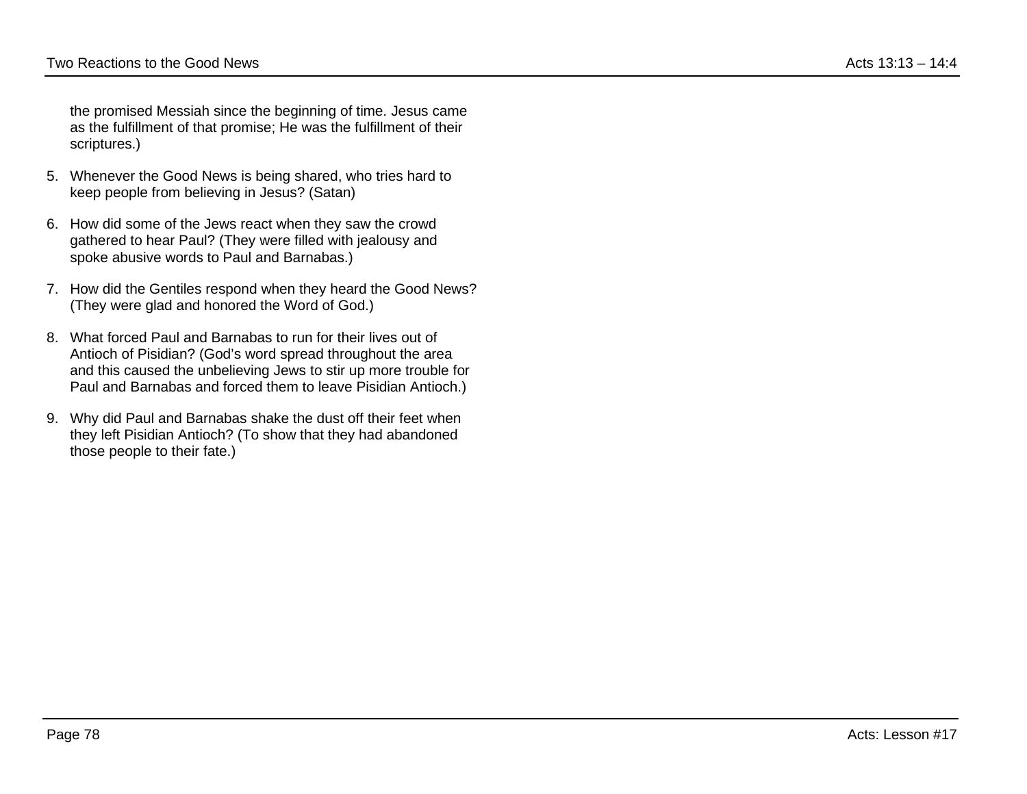the promised Messiah since the beginning of time. Jesus came as the fulfillment of that promise; He was the fulfillment of their scriptures.)

5. Whenever the Good News is being shared, who tries hard to keep people from believing in Jesus? (Satan)

6. How did some of the Jews react when they saw the crowd gathered to hear Paul? (They were filled with jealousy and spoke abusive words to Paul and Barnabas.)

7. How did the Gentiles respond when they heard the Good News? (They were glad and honored the Word of God.)

8. What forced Paul and Barnabas to run for their lives out of Antioch of Pisidian? (God's word spread throughout the area and this caused the unbelieving Jews to stir up more trouble for Paul and Barnabas and forced them to leave Pisidian Antioch.)

9. Why did Paul and Barnabas shake the dust off their feet when they left Pisidian Antioch? (To show that they had abandoned those people to their fate.)